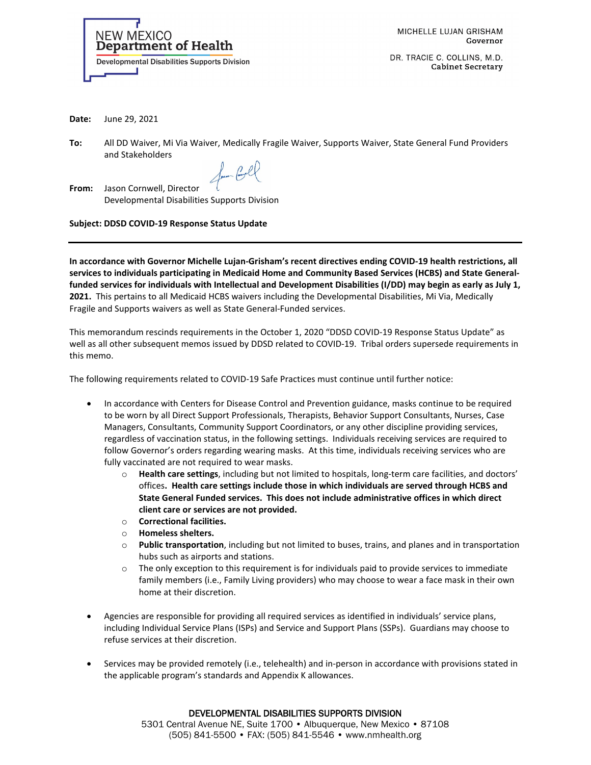NEW MEXICO
**Department of Health**
Developmental Disabilities Supports Division

MICHELLE LUJAN GRISHAM
**Governor**

DR. TRACIE C. COLLINS, M.D.
**Cabinet Secretary**

**Date:** June 29, 2021

**To:** All DD Waiver, Mi Via Waiver, Medically Fragile Waiver, Supports Waiver, State General Fund Providers and Stakeholders

**From:** Jason Cornwell, Director
Developmental Disabilities Supports Division

**Subject: DDSD COVID-19 Response Status Update**

---

**In accordance with Governor Michelle Lujan-Grisham's recent directives ending COVID-19 health restrictions, all services to individuals participating in Medicaid Home and Community Based Services (HCBS) and State General-funded services for individuals with Intellectual and Development Disabilities (I/DD) may begin as early as July 1, 2021.** This pertains to all Medicaid HCBS waivers including the Developmental Disabilities, Mi Via, Medically Fragile and Supports waivers as well as State General-Funded services.

This memorandum rescinds requirements in the October 1, 2020 "DDSD COVID-19 Response Status Update" as well as all other subsequent memos issued by DDSD related to COVID-19. Tribal orders supersede requirements in this memo.

The following requirements related to COVID-19 Safe Practices must continue until further notice:

- In accordance with Centers for Disease Control and Prevention guidance, masks continue to be required to be worn by all Direct Support Professionals, Therapists, Behavior Support Consultants, Nurses, Case Managers, Consultants, Community Support Coordinators, or any other discipline providing services, regardless of vaccination status, in the following settings. Individuals receiving services are required to follow Governor's orders regarding wearing masks. At this time, individuals receiving services who are fully vaccinated are not required to wear masks.
  - **Health care settings**, including but not limited to hospitals, long-term care facilities, and doctors' offices**. Health care settings include those in which individuals are served through HCBS and State General Funded services. This does not include administrative offices in which direct client care or services are not provided.**
  - **Correctional facilities.**
  - **Homeless shelters.**
  - **Public transportation**, including but not limited to buses, trains, and planes and in transportation hubs such as airports and stations.
  - The only exception to this requirement is for individuals paid to provide services to immediate family members (i.e., Family Living providers) who may choose to wear a face mask in their own home at their discretion.

- Agencies are responsible for providing all required services as identified in individuals' service plans, including Individual Service Plans (ISPs) and Service and Support Plans (SSPs). Guardians may choose to refuse services at their discretion.

- Services may be provided remotely (i.e., telehealth) and in-person in accordance with provisions stated in the applicable program's standards and Appendix K allowances.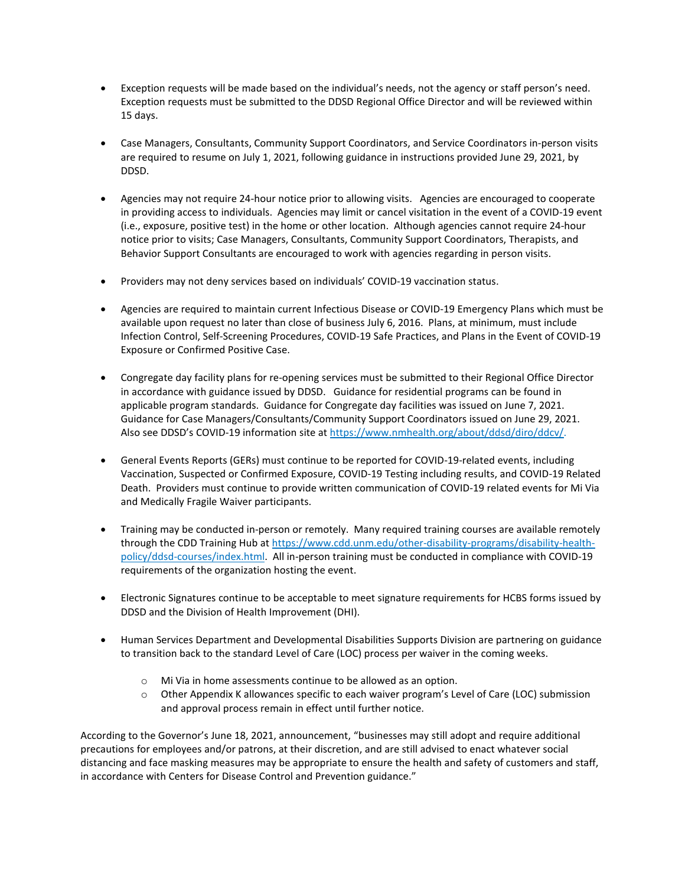- Exception requests will be made based on the individual's needs, not the agency or staff person's need. Exception requests must be submitted to the DDSD Regional Office Director and will be reviewed within 15 days.

- Case Managers, Consultants, Community Support Coordinators, and Service Coordinators in-person visits are required to resume on July 1, 2021, following guidance in instructions provided June 29, 2021, by DDSD.

- Agencies may not require 24-hour notice prior to allowing visits. Agencies are encouraged to cooperate in providing access to individuals. Agencies may limit or cancel visitation in the event of a COVID-19 event (i.e., exposure, positive test) in the home or other location. Although agencies cannot require 24-hour notice prior to visits; Case Managers, Consultants, Community Support Coordinators, Therapists, and Behavior Support Consultants are encouraged to work with agencies regarding in person visits.

- Providers may not deny services based on individuals' COVID-19 vaccination status.

- Agencies are required to maintain current Infectious Disease or COVID-19 Emergency Plans which must be available upon request no later than close of business July 6, 2016. Plans, at minimum, must include Infection Control, Self-Screening Procedures, COVID-19 Safe Practices, and Plans in the Event of COVID-19 Exposure or Confirmed Positive Case.

- Congregate day facility plans for re-opening services must be submitted to their Regional Office Director in accordance with guidance issued by DDSD. Guidance for residential programs can be found in applicable program standards. Guidance for Congregate day facilities was issued on June 7, 2021. Guidance for Case Managers/Consultants/Community Support Coordinators issued on June 29, 2021. Also see DDSD's COVID-19 information site at https://www.nmhealth.org/about/ddsd/diro/ddcv/.

- General Events Reports (GERs) must continue to be reported for COVID-19-related events, including Vaccination, Suspected or Confirmed Exposure, COVID-19 Testing including results, and COVID-19 Related Death. Providers must continue to provide written communication of COVID-19 related events for Mi Via and Medically Fragile Waiver participants.

- Training may be conducted in-person or remotely. Many required training courses are available remotely through the CDD Training Hub at https://www.cdd.unm.edu/other-disability-programs/disability-health-policy/ddsd-courses/index.html. All in-person training must be conducted in compliance with COVID-19 requirements of the organization hosting the event.

- Electronic Signatures continue to be acceptable to meet signature requirements for HCBS forms issued by DDSD and the Division of Health Improvement (DHI).

- Human Services Department and Developmental Disabilities Supports Division are partnering on guidance to transition back to the standard Level of Care (LOC) process per waiver in the coming weeks.
  - Mi Via in home assessments continue to be allowed as an option.
  - Other Appendix K allowances specific to each waiver program's Level of Care (LOC) submission and approval process remain in effect until further notice.

According to the Governor's June 18, 2021, announcement, "businesses may still adopt and require additional precautions for employees and/or patrons, at their discretion, and are still advised to enact whatever social distancing and face masking measures may be appropriate to ensure the health and safety of customers and staff, in accordance with Centers for Disease Control and Prevention guidance."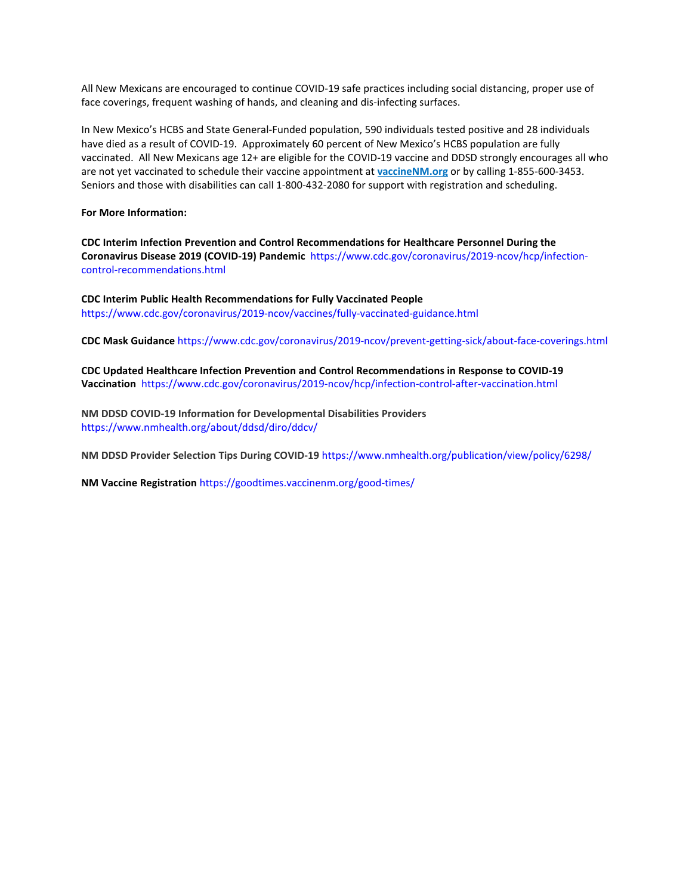All New Mexicans are encouraged to continue COVID-19 safe practices including social distancing, proper use of face coverings, frequent washing of hands, and cleaning and dis-infecting surfaces.

In New Mexico's HCBS and State General-Funded population, 590 individuals tested positive and 28 individuals have died as a result of COVID-19. Approximately 60 percent of New Mexico's HCBS population are fully vaccinated. All New Mexicans age 12+ are eligible for the COVID-19 vaccine and DDSD strongly encourages all who are not yet vaccinated to schedule their vaccine appointment at **[vaccineNM.org](vaccineNM.org)** or by calling 1-855-600-3453. Seniors and those with disabilities can call 1-800-432-2080 for support with registration and scheduling.

**For More Information:**

**CDC Interim Infection Prevention and Control Recommendations for Healthcare Personnel During the Coronavirus Disease 2019 (COVID-19) Pandemic** https://www.cdc.gov/coronavirus/2019-ncov/hcp/infection-control-recommendations.html

**CDC Interim Public Health Recommendations for Fully Vaccinated People**
https://www.cdc.gov/coronavirus/2019-ncov/vaccines/fully-vaccinated-guidance.html

**CDC Mask Guidance** https://www.cdc.gov/coronavirus/2019-ncov/prevent-getting-sick/about-face-coverings.html

**CDC Updated Healthcare Infection Prevention and Control Recommendations in Response to COVID-19 Vaccination** https://www.cdc.gov/coronavirus/2019-ncov/hcp/infection-control-after-vaccination.html

**NM DDSD COVID-19 Information for Developmental Disabilities Providers**
https://www.nmhealth.org/about/ddsd/diro/ddcv/

**NM DDSD Provider Selection Tips During COVID-19** https://www.nmhealth.org/publication/view/policy/6298/

**NM Vaccine Registration** https://goodtimes.vaccinenm.org/good-times/